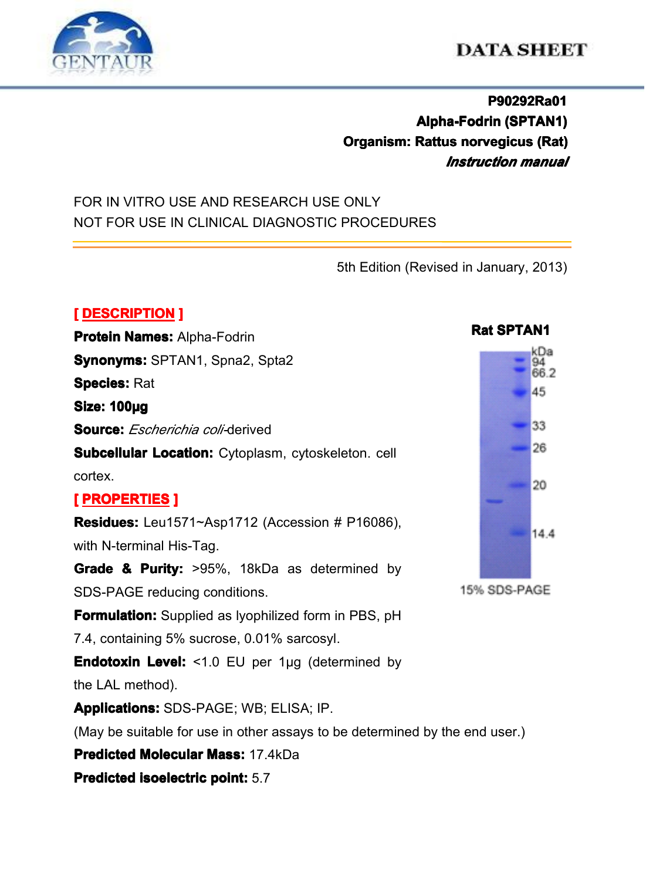DATA SHEET

**P90292Ra01**
**Alpha-Fodrin (SPTAN1)**
**Organism: Rattus norvegicus (Rat)**
***Instruction manual***

FOR IN VITRO USE AND RESEARCH USE ONLY
NOT FOR USE IN CLINICAL DIAGNOSTIC PROCEDURES

5th Edition (Revised in January, 2013)

## [ DESCRIPTION ]

**Protein Names:** Alpha-Fodrin

**Synonyms:** SPTAN1, Spna2, Spta2

**Species:** Rat

**Size: 100μg**

**Source:** *Escherichia coli*-derived

**Subcellular Location:** Cytoplasm, cytoskeleton. cell cortex.

## [ PROPERTIES ]

**Residues:** Leu1571~Asp1712 (Accession # P16086), with N-terminal His-Tag.

**Grade & Purity:** >95%, 18kDa as determined by SDS-PAGE reducing conditions.

**Formulation:** Supplied as lyophilized form in PBS, pH 7.4, containing 5% sucrose, 0.01% sarcosyl.

**Endotoxin Level:** <1.0 EU per 1μg (determined by the LAL method).

**Applications:** SDS-PAGE; WB; ELISA; IP.

(May be suitable for use in other assays to be determined by the end user.)

**Predicted Molecular Mass:** 17.4kDa

**Predicted isoelectric point:** 5.7

**Rat SPTAN1**

kDa: 94, 66.2, 45, 33, 26, 20, 14.4

15% SDS-PAGE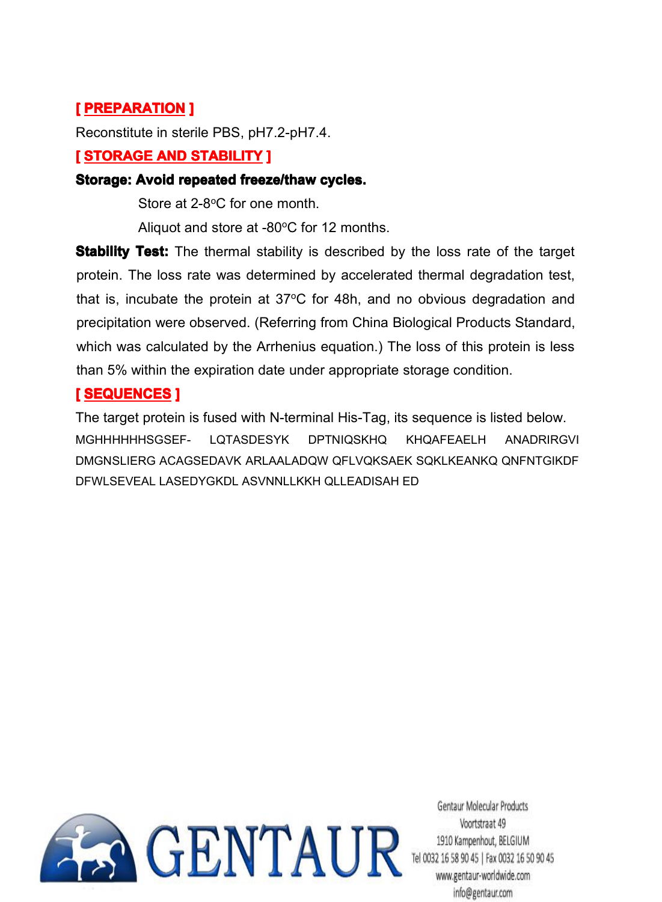## [ PREPARATION ]

Reconstitute in sterile PBS, pH7.2-pH7.4.

## [ STORAGE AND STABILITY ]

**Storage: Avoid repeated freeze/thaw cycles.**

Store at 2-8$^{o}$C for one month.

Aliquot and store at -80$^{o}$C for 12 months.

**Stability Test:** The thermal stability is described by the loss rate of the target protein. The loss rate was determined by accelerated thermal degradation test, that is, incubate the protein at 37$^{o}$C for 48h, and no obvious degradation and precipitation were observed. (Referring from China Biological Products Standard, which was calculated by the Arrhenius equation.) The loss of this protein is less than 5% within the expiration date under appropriate storage condition.

## [ SEQUENCES ]

The target protein is fused with N-terminal His-Tag, its sequence is listed below.

MGHHHHHHSGSEF- LQTASDESYK DPTNIQSKHQ KHQAFEAELH ANADRIRGVI DMGNSLIERG ACAGSEDAVK ARLAALADQW QFLVQKSAEK SQKLKEANKQ QNFNTGIKDF DFWLSEVEAL LASEDYGKDL ASVNNLLKKH QLLEADISAH ED

Gentaur Molecular Products
Voortstraat 49
1910 Kampenhout, BELGIUM
Tel 0032 16 58 90 45 | Fax 0032 16 50 90 45
www.gentaur-worldwide.com
info@gentaur.com